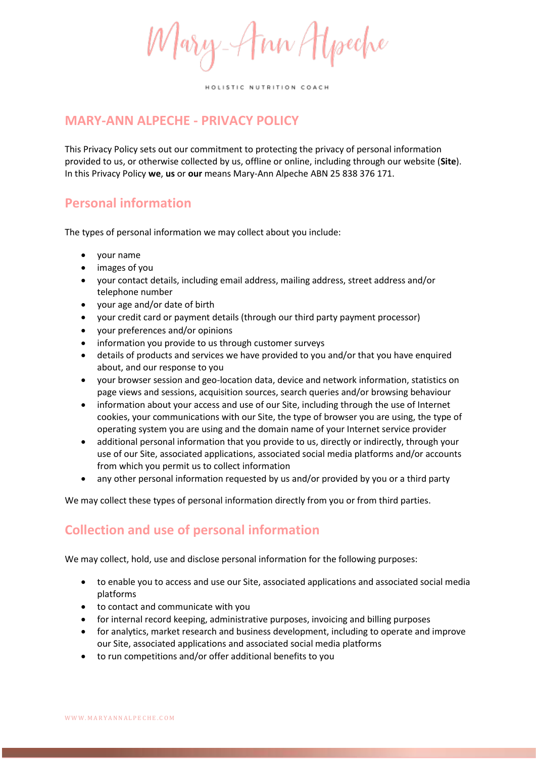Mary-Ann Alpeche

HOLISTIC NUTRITION COACH

# MARY-ANN ALPECHE - PRIVACY POLICY

This Privacy Policy sets out our commitment to protecting the privacy of personal information provided to us, or otherwise collected by us, offline or online, including through our website (**Site**). In this Privacy Policy **we**, **us** or **our** means Mary-Ann Alpeche ABN 25 838 376 171.

## Personal information

The types of personal information we may collect about you include:

- your name
- images of you
- your contact details, including email address, mailing address, street address and/or telephone number
- your age and/or date of birth
- your credit card or payment details (through our third party payment processor)
- your preferences and/or opinions
- information you provide to us through customer surveys
- details of products and services we have provided to you and/or that you have enquired about, and our response to you
- your browser session and geo-location data, device and network information, statistics on page views and sessions, acquisition sources, search queries and/or browsing behaviour
- information about your access and use of our Site, including through the use of Internet cookies, your communications with our Site, the type of browser you are using, the type of operating system you are using and the domain name of your Internet service provider
- additional personal information that you provide to us, directly or indirectly, through your use of our Site, associated applications, associated social media platforms and/or accounts from which you permit us to collect information
- any other personal information requested by us and/or provided by you or a third party

We may collect these types of personal information directly from you or from third parties.

## Collection and use of personal information

We may collect, hold, use and disclose personal information for the following purposes:

- to enable you to access and use our Site, associated applications and associated social media platforms
- to contact and communicate with you
- for internal record keeping, administrative purposes, invoicing and billing purposes
- for analytics, market research and business development, including to operate and improve our Site, associated applications and associated social media platforms
- to run competitions and/or offer additional benefits to you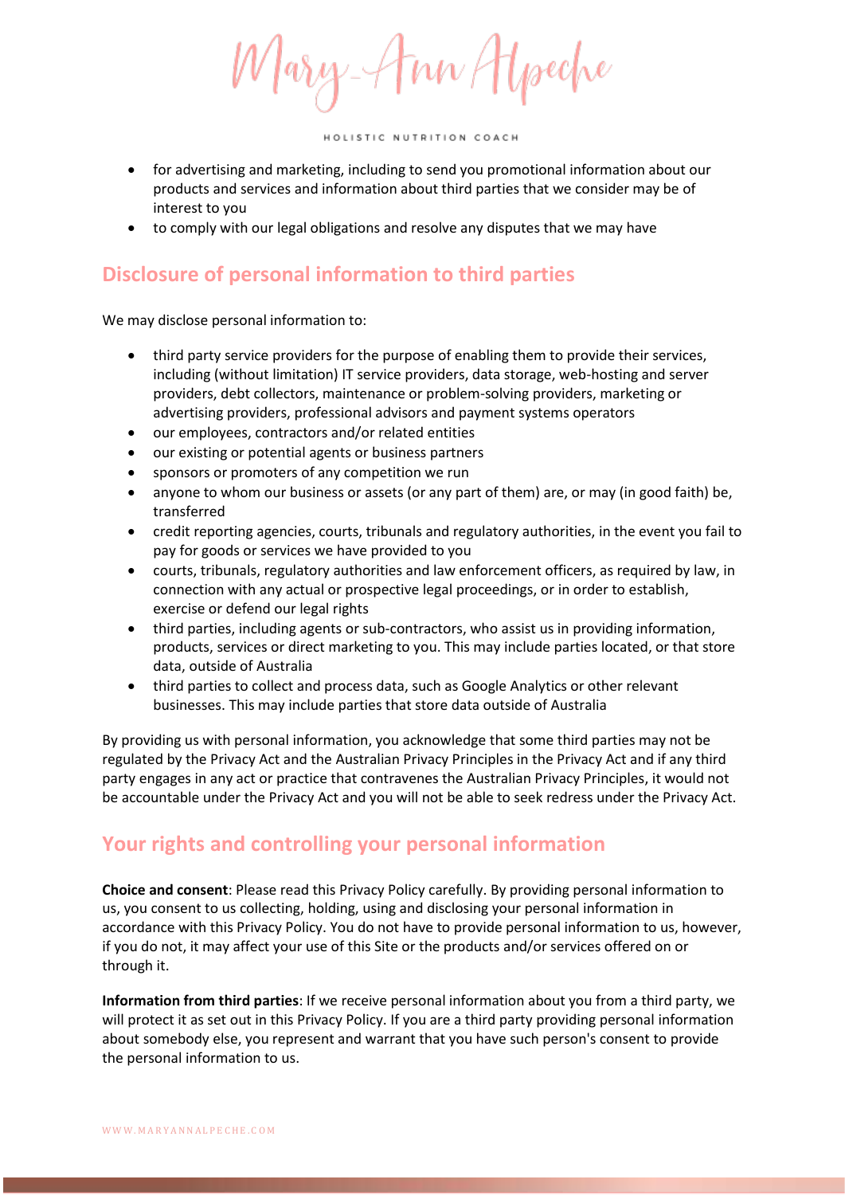- for advertising and marketing, including to send you promotional information about our products and services and information about third parties that we consider may be of interest to you
- to comply with our legal obligations and resolve any disputes that we may have

## Disclosure of personal information to third parties

We may disclose personal information to:

- third party service providers for the purpose of enabling them to provide their services, including (without limitation) IT service providers, data storage, web-hosting and server providers, debt collectors, maintenance or problem-solving providers, marketing or advertising providers, professional advisors and payment systems operators
- our employees, contractors and/or related entities
- our existing or potential agents or business partners
- sponsors or promoters of any competition we run
- anyone to whom our business or assets (or any part of them) are, or may (in good faith) be, transferred
- credit reporting agencies, courts, tribunals and regulatory authorities, in the event you fail to pay for goods or services we have provided to you
- courts, tribunals, regulatory authorities and law enforcement officers, as required by law, in connection with any actual or prospective legal proceedings, or in order to establish, exercise or defend our legal rights
- third parties, including agents or sub-contractors, who assist us in providing information, products, services or direct marketing to you. This may include parties located, or that store data, outside of Australia
- third parties to collect and process data, such as Google Analytics or other relevant businesses. This may include parties that store data outside of Australia

By providing us with personal information, you acknowledge that some third parties may not be regulated by the Privacy Act and the Australian Privacy Principles in the Privacy Act and if any third party engages in any act or practice that contravenes the Australian Privacy Principles, it would not be accountable under the Privacy Act and you will not be able to seek redress under the Privacy Act.

## Your rights and controlling your personal information

**Choice and consent**: Please read this Privacy Policy carefully. By providing personal information to us, you consent to us collecting, holding, using and disclosing your personal information in accordance with this Privacy Policy. You do not have to provide personal information to us, however, if you do not, it may affect your use of this Site or the products and/or services offered on or through it.

**Information from third parties**: If we receive personal information about you from a third party, we will protect it as set out in this Privacy Policy. If you are a third party providing personal information about somebody else, you represent and warrant that you have such person's consent to provide the personal information to us.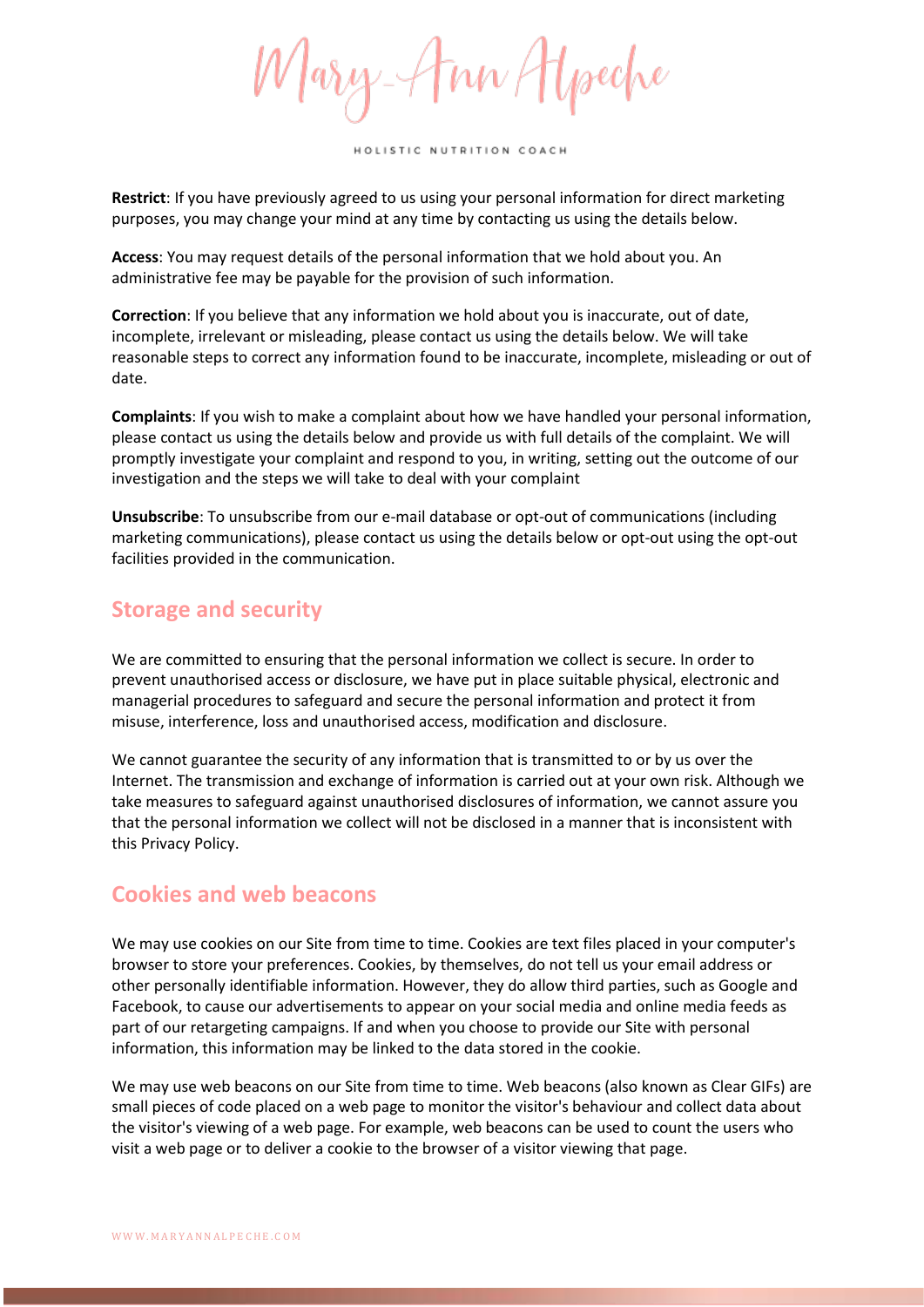**Restrict**: If you have previously agreed to us using your personal information for direct marketing purposes, you may change your mind at any time by contacting us using the details below.

**Access**: You may request details of the personal information that we hold about you. An administrative fee may be payable for the provision of such information.

**Correction**: If you believe that any information we hold about you is inaccurate, out of date, incomplete, irrelevant or misleading, please contact us using the details below. We will take reasonable steps to correct any information found to be inaccurate, incomplete, misleading or out of date.

**Complaints**: If you wish to make a complaint about how we have handled your personal information, please contact us using the details below and provide us with full details of the complaint. We will promptly investigate your complaint and respond to you, in writing, setting out the outcome of our investigation and the steps we will take to deal with your complaint

**Unsubscribe**: To unsubscribe from our e-mail database or opt-out of communications (including marketing communications), please contact us using the details below or opt-out using the opt-out facilities provided in the communication.

## Storage and security

We are committed to ensuring that the personal information we collect is secure. In order to prevent unauthorised access or disclosure, we have put in place suitable physical, electronic and managerial procedures to safeguard and secure the personal information and protect it from misuse, interference, loss and unauthorised access, modification and disclosure.

We cannot guarantee the security of any information that is transmitted to or by us over the Internet. The transmission and exchange of information is carried out at your own risk. Although we take measures to safeguard against unauthorised disclosures of information, we cannot assure you that the personal information we collect will not be disclosed in a manner that is inconsistent with this Privacy Policy.

## Cookies and web beacons

We may use cookies on our Site from time to time. Cookies are text files placed in your computer's browser to store your preferences. Cookies, by themselves, do not tell us your email address or other personally identifiable information. However, they do allow third parties, such as Google and Facebook, to cause our advertisements to appear on your social media and online media feeds as part of our retargeting campaigns. If and when you choose to provide our Site with personal information, this information may be linked to the data stored in the cookie.

We may use web beacons on our Site from time to time. Web beacons (also known as Clear GIFs) are small pieces of code placed on a web page to monitor the visitor's behaviour and collect data about the visitor's viewing of a web page. For example, web beacons can be used to count the users who visit a web page or to deliver a cookie to the browser of a visitor viewing that page.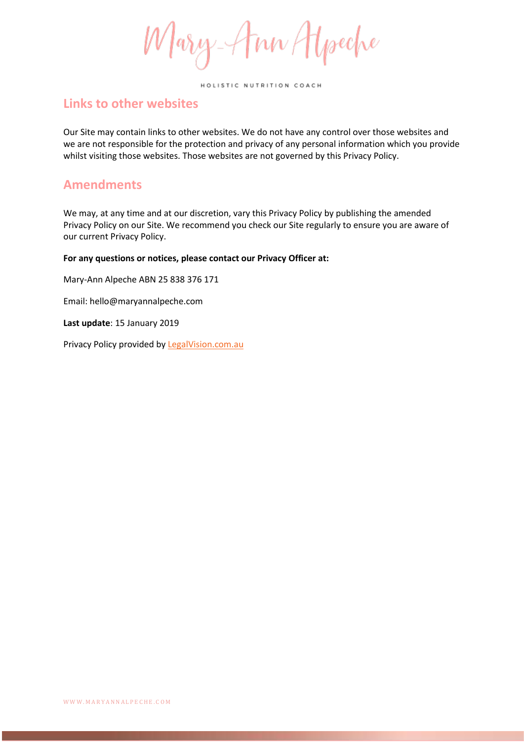## Links to other websites

Our Site may contain links to other websites. We do not have any control over those websites and we are not responsible for the protection and privacy of any personal information which you provide whilst visiting those websites. Those websites are not governed by this Privacy Policy.

## Amendments

We may, at any time and at our discretion, vary this Privacy Policy by publishing the amended Privacy Policy on our Site. We recommend you check our Site regularly to ensure you are aware of our current Privacy Policy.

**For any questions or notices, please contact our Privacy Officer at:**

Mary-Ann Alpeche ABN 25 838 376 171

Email: hello@maryannalpeche.com

**Last update**: 15 January 2019

Privacy Policy provided by [LegalVision.com.au](LegalVision.com.au)